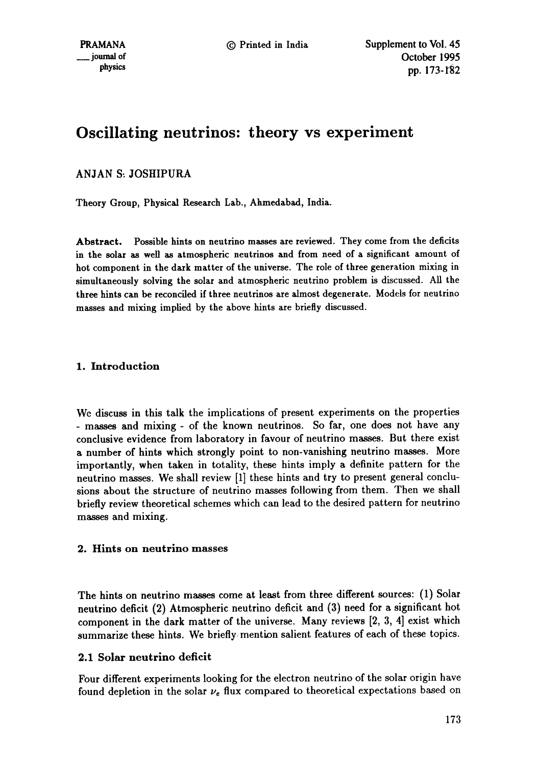# Oscillating neutrinos: theory vs experiment

ANJAN S. JOSHIPURA

Theory Group, Physical Research Lab., Ahmedabad, India.

**Abstract.** Possible hints on neutrino masses are reviewed. They come from the deficits in the solar as well as atmospheric neutrinos and from need of a significant amount of hot component in the dark matter of the universe. The role of three generation mixing in simultaneously solving the solar and atmospheric neutrino problem is discussed. All the three hints can be reconciled if three neutrinos are almost degenerate. Models for neutrino masses and mixing implied by the above hints are briefly discussed.

## 1. Introduction

We discuss in this talk the implications of present experiments on the properties - masses and mixing - of the known neutrinos. So far, one does not have any conclusive evidence from laboratory in favour of neutrino masses. But there exist a number of hints which strongly point to non-vanishing neutrino masses. More importantly, when taken in totality, these hints imply a definite pattern for the neutrino masses. We shall review [1] these hints and try to present general conclusions about the structure of neutrino masses following from them. Then we shall briefly review theoretical schemes which can lead to the desired pattern for neutrino masses and mixing.

## 2. Hints on neutrino masses

The hints on neutrino masses come at least from three different sources: (1) Solar neutrino deficit (2) Atmospheric neutrino deficit and (3) need for a significant hot component in the dark matter of the universe. Many reviews [2, 3, 4] exist which summarize these hints. We briefly mention salient features of each of these topics.

### 2.1 Solar neutrino deficit

Four different experiments looking for the electron neutrino of the solar origin have found depletion in the solar $\nu_e$ flux compared to theoretical expectations based on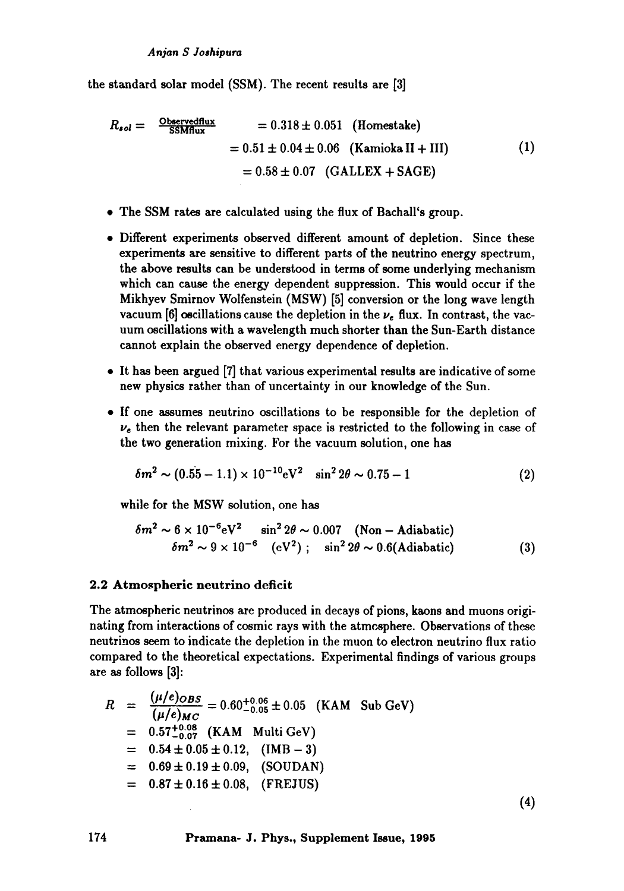the standard solar model (SSM). The recent results are [3]

$$
\begin{aligned}
R_{sol} = \frac{\text{Observedflux}}{\text{SSMflux}} &= 0.318 \pm 0.051 \quad \text{(Homestake)} \\
&= 0.51 \pm 0.04 \pm 0.06 \quad \text{(Kamioka II + III)} \\
&= 0.58 \pm 0.07 \quad \text{(GALLEX + SAGE)}
\end{aligned}
\tag{1}
$$

- The SSM rates are calculated using the flux of Bachall's group.
- Different experiments observed different amount of depletion. Since these experiments are sensitive to different parts of the neutrino energy spectrum, the above results can be understood in terms of some underlying mechanism which can cause the energy dependent suppression. This would occur if the Mikhyev Smirnov Wolfenstein (MSW) [5] conversion or the long wave length vacuum [6] oscillations cause the depletion in the $\nu_e$ flux. In contrast, the vacuum oscillations with a wavelength much shorter than the Sun-Earth distance cannot explain the observed energy dependence of depletion.
- It has been argued [7] that various experimental results are indicative of some new physics rather than of uncertainty in our knowledge of the Sun.
- If one assumes neutrino oscillations to be responsible for the depletion of $\nu_e$ then the relevant parameter space is restricted to the following in case of the two generation mixing. For the vacuum solution, one has

$$
\delta m^2 \sim (0.55 - 1.1) \times 10^{-10} \text{eV}^2 \quad \sin^2 2\theta \sim 0.75 - 1
\tag{2}
$$

while for the MSW solution, one has

$$
\begin{aligned}
\delta m^2 \sim 6 \times 10^{-6} \text{eV}^2 \quad & \sin^2 2\theta \sim 0.007 \quad \text{(Non - Adiabatic)} \\
\delta m^2 \sim 9 \times 10^{-6} \quad (\text{eV}^2)\ ; \quad & \sin^2 2\theta \sim 0.6 \text{(Adiabatic)}
\end{aligned}
\tag{3}
$$

### 2.2 Atmospheric neutrino deficit

The atmospheric neutrinos are produced in decays of pions, kaons and muons originating from interactions of cosmic rays with the atmosphere. Observations of these neutrinos seem to indicate the depletion in the muon to electron neutrino flux ratio compared to the theoretical expectations. Experimental findings of various groups are as follows [3]:

$$
\begin{aligned}
R &= \frac{(\mu/e)_{OBS}}{(\mu/e)_{MC}} = 0.60^{+0.06}_{-0.05} \pm 0.05 \quad \text{(KAM Sub GeV)} \\
&= 0.57^{+0.08}_{-0.07} \quad \text{(KAM Multi GeV)} \\
&= 0.54 \pm 0.05 \pm 0.12, \quad \text{(IMB - 3)} \\
&= 0.69 \pm 0.19 \pm 0.09, \quad \text{(SOUDAN)} \\
&= 0.87 \pm 0.16 \pm 0.08, \quad \text{(FREJUS)}
\end{aligned}
\tag{4}
$$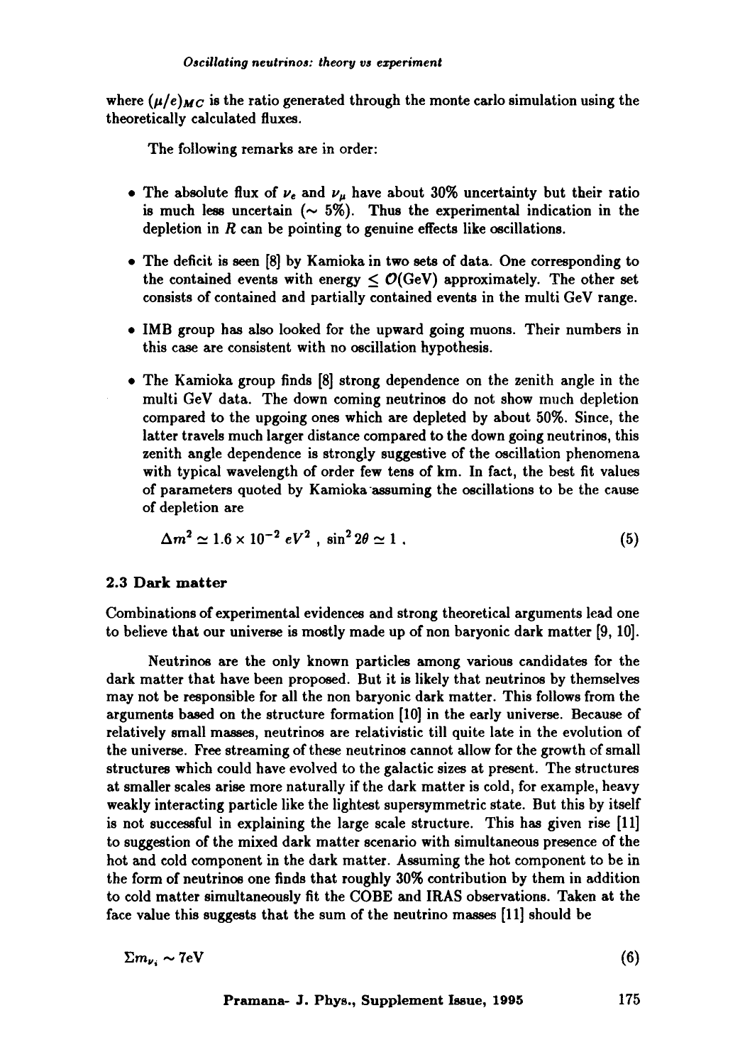where $(\mu/e)_{MC}$ is the ratio generated through the monte carlo simulation using the theoretically calculated fluxes.

The following remarks are in order:

- The absolute flux of $\nu_e$ and $\nu_\mu$ have about 30% uncertainty but their ratio is much less uncertain ($\sim$ 5%). Thus the experimental indication in the depletion in $R$ can be pointing to genuine effects like oscillations.
- The deficit is seen [8] by Kamioka in two sets of data. One corresponding to the contained events with energy $\leq \mathcal{O}$(GeV) approximately. The other set consists of contained and partially contained events in the multi GeV range.
- IMB group has also looked for the upward going muons. Their numbers in this case are consistent with no oscillation hypothesis.
- The Kamioka group finds [8] strong dependence on the zenith angle in the multi GeV data. The down coming neutrinos do not show much depletion compared to the upgoing ones which are depleted by about 50%. Since, the latter travels much larger distance compared to the down going neutrinos, this zenith angle dependence is strongly suggestive of the oscillation phenomena with typical wavelength of order few tens of km. In fact, the best fit values of parameters quoted by Kamioka assuming the oscillations to be the cause of depletion are

$$\Delta m^2 \simeq 1.6 \times 10^{-2}\ eV^2\ ,\ \sin^2 2\theta \simeq 1\ . \tag{5}$$

### 2.3 Dark matter

Combinations of experimental evidences and strong theoretical arguments lead one to believe that our universe is mostly made up of non baryonic dark matter [9, 10].

Neutrinos are the only known particles among various candidates for the dark matter that have been proposed. But it is likely that neutrinos by themselves may not be responsible for all the non baryonic dark matter. This follows from the arguments based on the structure formation [10] in the early universe. Because of relatively small masses, neutrinos are relativistic till quite late in the evolution of the universe. Free streaming of these neutrinos cannot allow for the growth of small structures which could have evolved to the galactic sizes at present. The structures at smaller scales arise more naturally if the dark matter is cold, for example, heavy weakly interacting particle like the lightest supersymmetric state. But this by itself is not successful in explaining the large scale structure. This has given rise [11] to suggestion of the mixed dark matter scenario with simultaneous presence of the hot and cold component in the dark matter. Assuming the hot component to be in the form of neutrinos one finds that roughly 30% contribution by them in addition to cold matter simultaneously fit the COBE and IRAS observations. Taken at the face value this suggests that the sum of the neutrino masses [11] should be

$$\Sigma m_{\nu_i} \sim 7\text{eV} \tag{6}$$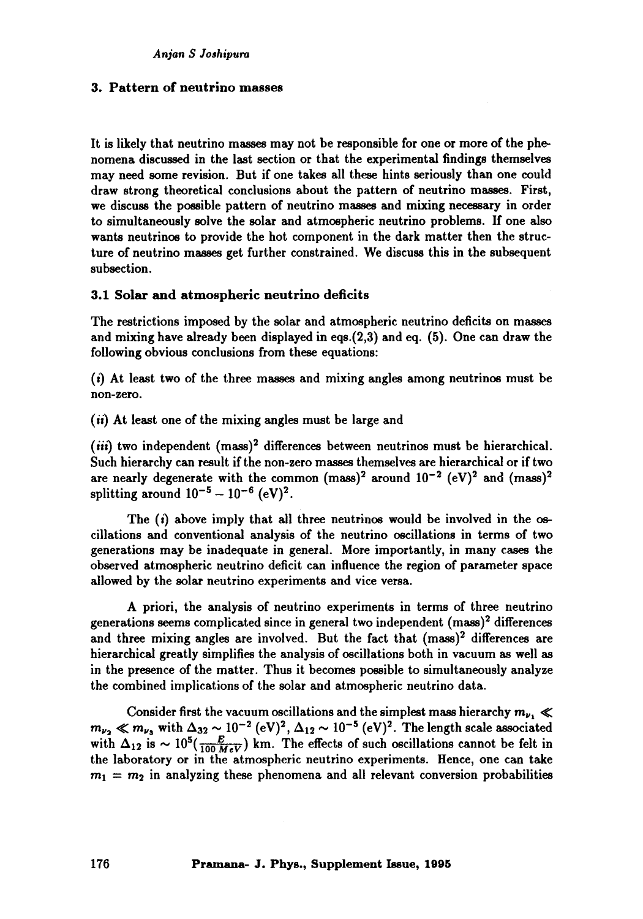## 3. Pattern of neutrino masses

It is likely that neutrino masses may not be responsible for one or more of the phenomena discussed in the last section or that the experimental findings themselves may need some revision. But if one takes all these hints seriously than one could draw strong theoretical conclusions about the pattern of neutrino masses. First, we discuss the possible pattern of neutrino masses and mixing necessary in order to simultaneously solve the solar and atmospheric neutrino problems. If one also wants neutrinos to provide the hot component in the dark matter then the structure of neutrino masses get further constrained. We discuss this in the subsequent subsection.

### 3.1 Solar and atmospheric neutrino deficits

The restrictions imposed by the solar and atmospheric neutrino deficits on masses and mixing have already been displayed in eqs.(2,3) and eq. (5). One can draw the following obvious conclusions from these equations:

(*i*) At least two of the three masses and mixing angles among neutrinos must be non-zero.

(*ii*) At least one of the mixing angles must be large and

(*iii*) two independent $(\text{mass})^2$ differences between neutrinos must be hierarchical. Such hierarchy can result if the non-zero masses themselves are hierarchical or if two are nearly degenerate with the common $(\text{mass})^2$ around $10^{-2}$ $(\text{eV})^2$ and $(\text{mass})^2$ splitting around $10^{-5} - 10^{-6}$ $(\text{eV})^2$.

The (*i*) above imply that all three neutrinos would be involved in the oscillations and conventional analysis of the neutrino oscillations in terms of two generations may be inadequate in general. More importantly, in many cases the observed atmospheric neutrino deficit can influence the region of parameter space allowed by the solar neutrino experiments and vice versa.

A priori, the analysis of neutrino experiments in terms of three neutrino generations seems complicated since in general two independent $(\text{mass})^2$ differences and three mixing angles are involved. But the fact that $(\text{mass})^2$ differences are hierarchical greatly simplifies the analysis of oscillations both in vacuum as well as in the presence of the matter. Thus it becomes possible to simultaneously analyze the combined implications of the solar and atmospheric neutrino data.

Consider first the vacuum oscillations and the simplest mass hierarchy $m_{\nu_1} \ll m_{\nu_2} \ll m_{\nu_3}$ with $\Delta_{32} \sim 10^{-2}$ $(\text{eV})^2$, $\Delta_{12} \sim 10^{-5}$ $(\text{eV})^2$. The length scale associated with $\Delta_{12}$ is $\sim 10^5 (\frac{E}{100\, MeV})$ km. The effects of such oscillations cannot be felt in the laboratory or in the atmospheric neutrino experiments. Hence, one can take $m_1 = m_2$ in analyzing these phenomena and all relevant conversion probabilities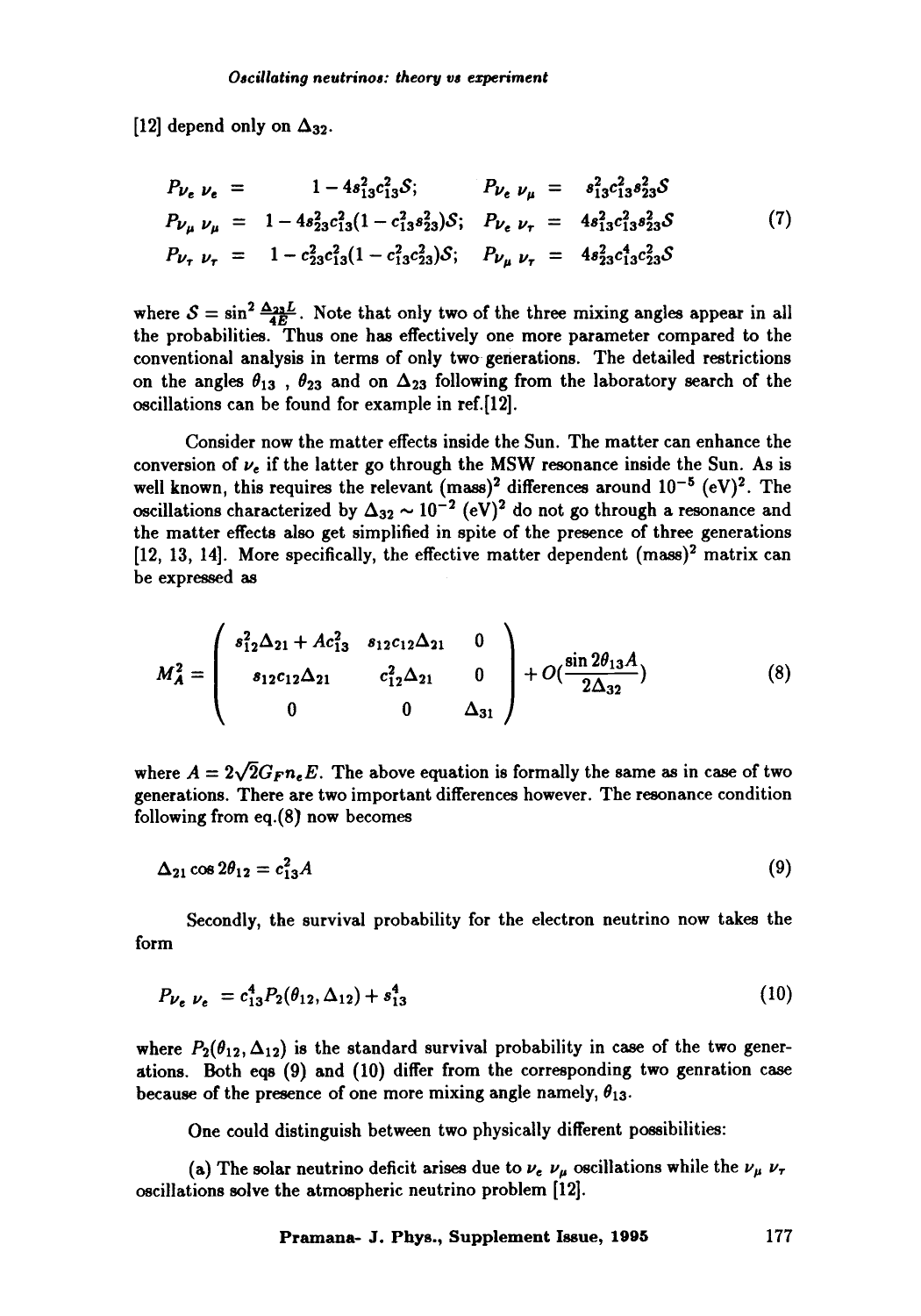[12] depend only on $\Delta_{32}$.

$$
\begin{array}{llll}
P_{\nu_e \nu_e} = & 1 - 4s_{13}^2 c_{13}^2 \mathcal{S}; & P_{\nu_e \nu_\mu} = & s_{13}^2 c_{13}^2 s_{23}^2 \mathcal{S} \\
P_{\nu_\mu \nu_\mu} = & 1 - 4s_{23}^2 c_{13}^2 (1 - c_{13}^2 s_{23}^2)\mathcal{S}; & P_{\nu_e \nu_\tau} = & 4s_{13}^2 c_{13}^2 s_{23}^2 \mathcal{S} \\
P_{\nu_\tau \nu_\tau} = & 1 - c_{23}^2 c_{13}^2 (1 - c_{13}^2 c_{23}^2)\mathcal{S}; & P_{\nu_\mu \nu_\tau} = & 4s_{23}^2 c_{13}^4 c_{23}^2 \mathcal{S}
\end{array}
\tag{7}
$$

where $\mathcal{S} = \sin^2 \frac{\Delta_{32} L}{4E}$. Note that only two of the three mixing angles appear in all the probabilities. Thus one has effectively one more parameter compared to the conventional analysis in terms of only two generations. The detailed restrictions on the angles $\theta_{13}$ , $\theta_{23}$ and on $\Delta_{23}$ following from the laboratory search of the oscillations can be found for example in ref.[12].

Consider now the matter effects inside the Sun. The matter can enhance the conversion of $\nu_e$ if the latter go through the MSW resonance inside the Sun. As is well known, this requires the relevant (mass)$^2$ differences around $10^{-5}$ (eV)$^2$. The oscillations characterized by $\Delta_{32} \sim 10^{-2}$ (eV)$^2$ do not go through a resonance and the matter effects also get simplified in spite of the presence of three generations [12, 13, 14]. More specifically, the effective matter dependent (mass)$^2$ matrix can be expressed as

$$
M_A^2 = \begin{pmatrix} s_{12}^2 \Delta_{21} + A c_{13}^2 & s_{12} c_{12} \Delta_{21} & 0 \\ s_{12} c_{12} \Delta_{21} & c_{12}^2 \Delta_{21} & 0 \\ 0 & 0 & \Delta_{31} \end{pmatrix} + O\left(\frac{\sin 2\theta_{13} A}{2\Delta_{32}}\right) \tag{8}
$$

where $A = 2\sqrt{2} G_F n_e E$. The above equation is formally the same as in case of two generations. There are two important differences however. The resonance condition following from eq.(8) now becomes

$$
\Delta_{21} \cos 2\theta_{12} = c_{13}^2 A \tag{9}
$$

Secondly, the survival probability for the electron neutrino now takes the form

$$
P_{\nu_e \nu_e} = c_{13}^4 P_2(\theta_{12}, \Delta_{12}) + s_{13}^4 \tag{10}
$$

where $P_2(\theta_{12}, \Delta_{12})$ is the standard survival probability in case of the two generations. Both eqs (9) and (10) differ from the corresponding two genration case because of the presence of one more mixing angle namely, $\theta_{13}$.

One could distinguish between two physically different possibilities:

(a) The solar neutrino deficit arises due to $\nu_e$ $\nu_\mu$ oscillations while the $\nu_\mu$ $\nu_\tau$ oscillations solve the atmospheric neutrino problem [12].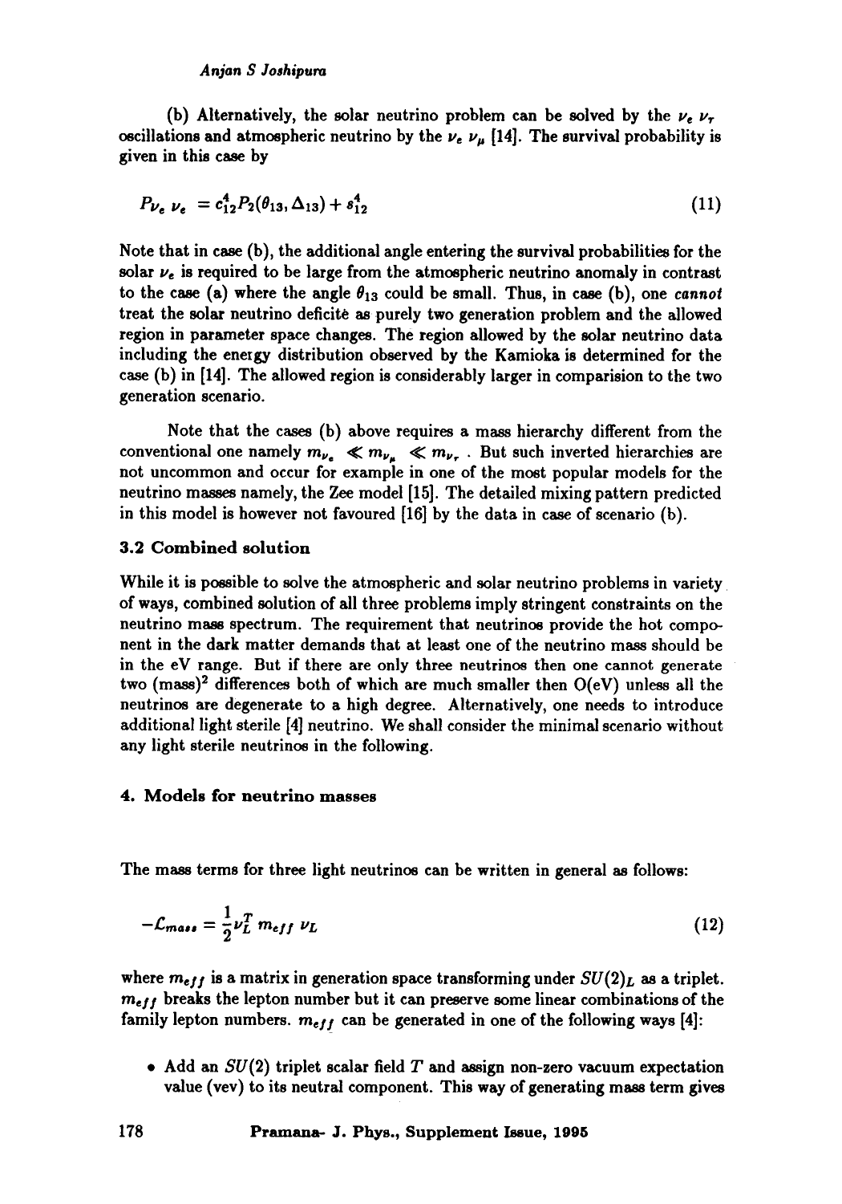(b) Alternatively, the solar neutrino problem can be solved by the $\nu_e\ \nu_\tau$ oscillations and atmospheric neutrino by the $\nu_e\ \nu_\mu$ [14]. The survival probability is given in this case by

$$P_{\nu_e\ \nu_e} = c_{12}^4 P_2(\theta_{13}, \Delta_{13}) + s_{12}^4 \tag{11}$$

Note that in case (b), the additional angle entering the survival probabilities for the solar $\nu_e$ is required to be large from the atmospheric neutrino anomaly in contrast to the case (a) where the angle $\theta_{13}$ could be small. Thus, in case (b), one *cannot* treat the solar neutrino deficitè as purely two generation problem and the allowed region in parameter space changes. The region allowed by the solar neutrino data including the energy distribution observed by the Kamioka is determined for the case (b) in [14]. The allowed region is considerably larger in comparision to the two generation scenario.

Note that the cases (b) above requires a mass hierarchy different from the conventional one namely $m_{\nu_e} \ll m_{\nu_\mu} \ll m_{\nu_\tau}$ . But such inverted hierarchies are not uncommon and occur for example in one of the most popular models for the neutrino masses namely, the Zee model [15]. The detailed mixing pattern predicted in this model is however not favoured [16] by the data in case of scenario (b).

### 3.2 Combined solution

While it is possible to solve the atmospheric and solar neutrino problems in variety of ways, combined solution of all three problems imply stringent constraints on the neutrino mass spectrum. The requirement that neutrinos provide the hot component in the dark matter demands that at least one of the neutrino mass should be in the eV range. But if there are only three neutrinos then one cannot generate two (mass)$^2$ differences both of which are much smaller then O(eV) unless all the neutrinos are degenerate to a high degree. Alternatively, one needs to introduce additional light sterile [4] neutrino. We shall consider the minimal scenario without any light sterile neutrinos in the following.

## 4. Models for neutrino masses

The mass terms for three light neutrinos can be written in general as follows:

$$-\mathcal{L}_{mass} = \frac{1}{2}\nu_L^T\ m_{eff}\ \nu_L \tag{12}$$

where $m_{eff}$ is a matrix in generation space transforming under $SU(2)_L$ as a triplet. $m_{eff}$ breaks the lepton number but it can preserve some linear combinations of the family lepton numbers. $m_{eff}$ can be generated in one of the following ways [4]:

- Add an $SU(2)$ triplet scalar field $T$ and assign non-zero vacuum expectation value (vev) to its neutral component. This way of generating mass term gives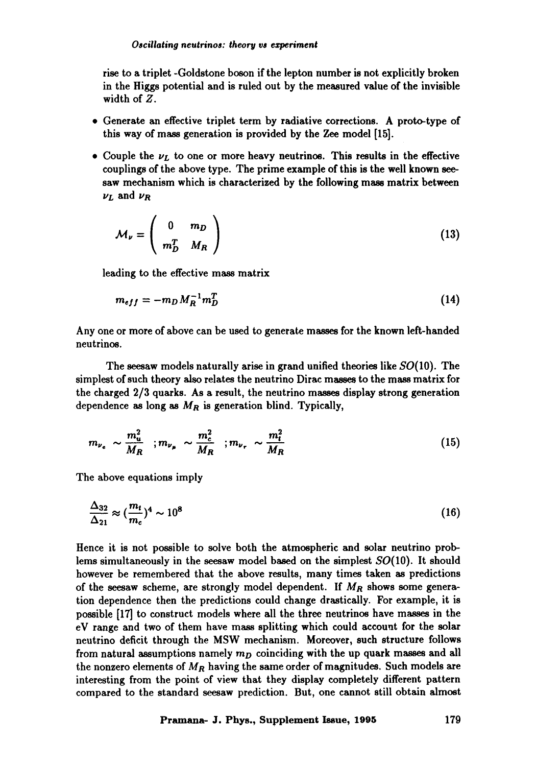rise to a triplet -Goldstone boson if the lepton number is not explicitly broken in the Higgs potential and is ruled out by the measured value of the invisible width of $Z$.

- Generate an effective triplet term by radiative corrections. A proto-type of this way of mass generation is provided by the Zee model [15].
- Couple the $\nu_L$ to one or more heavy neutrinos. This results in the effective couplings of the above type. The prime example of this is the well known seesaw mechanism which is characterized by the following mass matrix between $\nu_L$ and $\nu_R$

$$\mathcal{M}_\nu = \begin{pmatrix} 0 & m_D \\ m_D^T & M_R \end{pmatrix} \tag{13}$$

leading to the effective mass matrix

$$m_{eff} = -m_D M_R^{-1} m_D^T \tag{14}$$

Any one or more of above can be used to generate masses for the known left-handed neutrinos.

The seesaw models naturally arise in grand unified theories like $SO(10)$. The simplest of such theory also relates the neutrino Dirac masses to the mass matrix for the charged 2/3 quarks. As a result, the neutrino masses display strong generation dependence as long as $M_R$ is generation blind. Typically,

$$m_{\nu_e} \sim \frac{m_u^2}{M_R} \quad ; m_{\nu_\mu} \sim \frac{m_c^2}{M_R} \quad ; m_{\nu_\tau} \sim \frac{m_t^2}{M_R} \tag{15}$$

The above equations imply

$$\frac{\Delta_{32}}{\Delta_{21}} \approx \left(\frac{m_t}{m_c}\right)^4 \sim 10^8 \tag{16}$$

Hence it is not possible to solve both the atmospheric and solar neutrino problems simultaneously in the seesaw model based on the simplest $SO(10)$. It should however be remembered that the above results, many times taken as predictions of the seesaw scheme, are strongly model dependent. If $M_R$ shows some generation dependence then the predictions could change drastically. For example, it is possible [17] to construct models where all the three neutrinos have masses in the eV range and two of them have mass splitting which could account for the solar neutrino deficit through the MSW mechanism. Moreover, such structure follows from natural assumptions namely $m_D$ coinciding with the up quark masses and all the nonzero elements of $M_R$ having the same order of magnitudes. Such models are interesting from the point of view that they display completely different pattern compared to the standard seesaw prediction. But, one cannot still obtain almost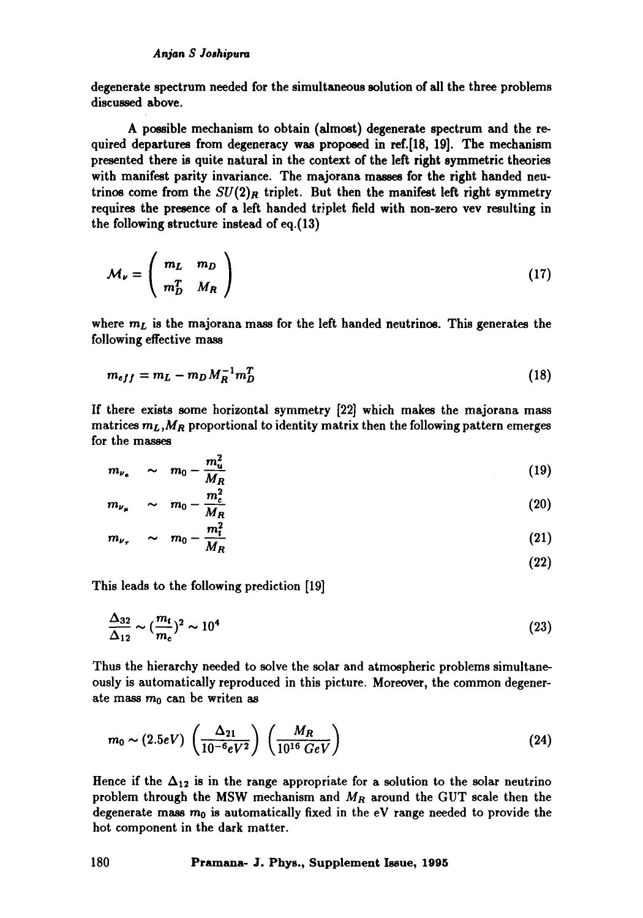degenerate spectrum needed for the simultaneous solution of all the three problems discussed above.

A possible mechanism to obtain (almost) degenerate spectrum and the required departures from degeneracy was proposed in ref.[18, 19]. The mechanism presented there is quite natural in the context of the left right symmetric theories with manifest parity invariance. The majorana masses for the right handed neutrinos come from the $SU(2)_R$ triplet. But then the manifest left right symmetry requires the presence of a left handed triplet field with non-zero vev resulting in the following structure instead of eq.(13)

$$\mathcal{M}_\nu = \begin{pmatrix} m_L & m_D \\ m_D^T & M_R \end{pmatrix} \tag{17}$$

where $m_L$ is the majorana mass for the left handed neutrinos. This generates the following effective mass

$$m_{eff} = m_L - m_D M_R^{-1} m_D^T \tag{18}$$

If there exists some horizontal symmetry [22] which makes the majorana mass matrices $m_L, M_R$ proportional to identity matrix then the following pattern emerges for the masses

$$m_{\nu_e} \sim m_0 - \frac{m_u^2}{M_R} \tag{19}$$

$$m_{\nu_\mu} \sim m_0 - \frac{m_c^2}{M_R} \tag{20}$$

$$m_{\nu_\tau} \sim m_0 - \frac{m_t^2}{M_R} \tag{21}$$

$$\tag{22}$$

This leads to the following prediction [19]

$$\frac{\Delta_{32}}{\Delta_{12}} \sim (\frac{m_t}{m_c})^2 \sim 10^4 \tag{23}$$

Thus the hierarchy needed to solve the solar and atmospheric problems simultaneously is automatically reproduced in this picture. Moreover, the common degenerate mass $m_0$ can be writen as

$$m_0 \sim (2.5eV) \left(\frac{\Delta_{21}}{10^{-6}eV^2}\right) \left(\frac{M_R}{10^{16}\,GeV}\right) \tag{24}$$

Hence if the $\Delta_{12}$ is in the range appropriate for a solution to the solar neutrino problem through the MSW mechanism and $M_R$ around the GUT scale then the degenerate mass $m_0$ is automatically fixed in the eV range needed to provide the hot component in the dark matter.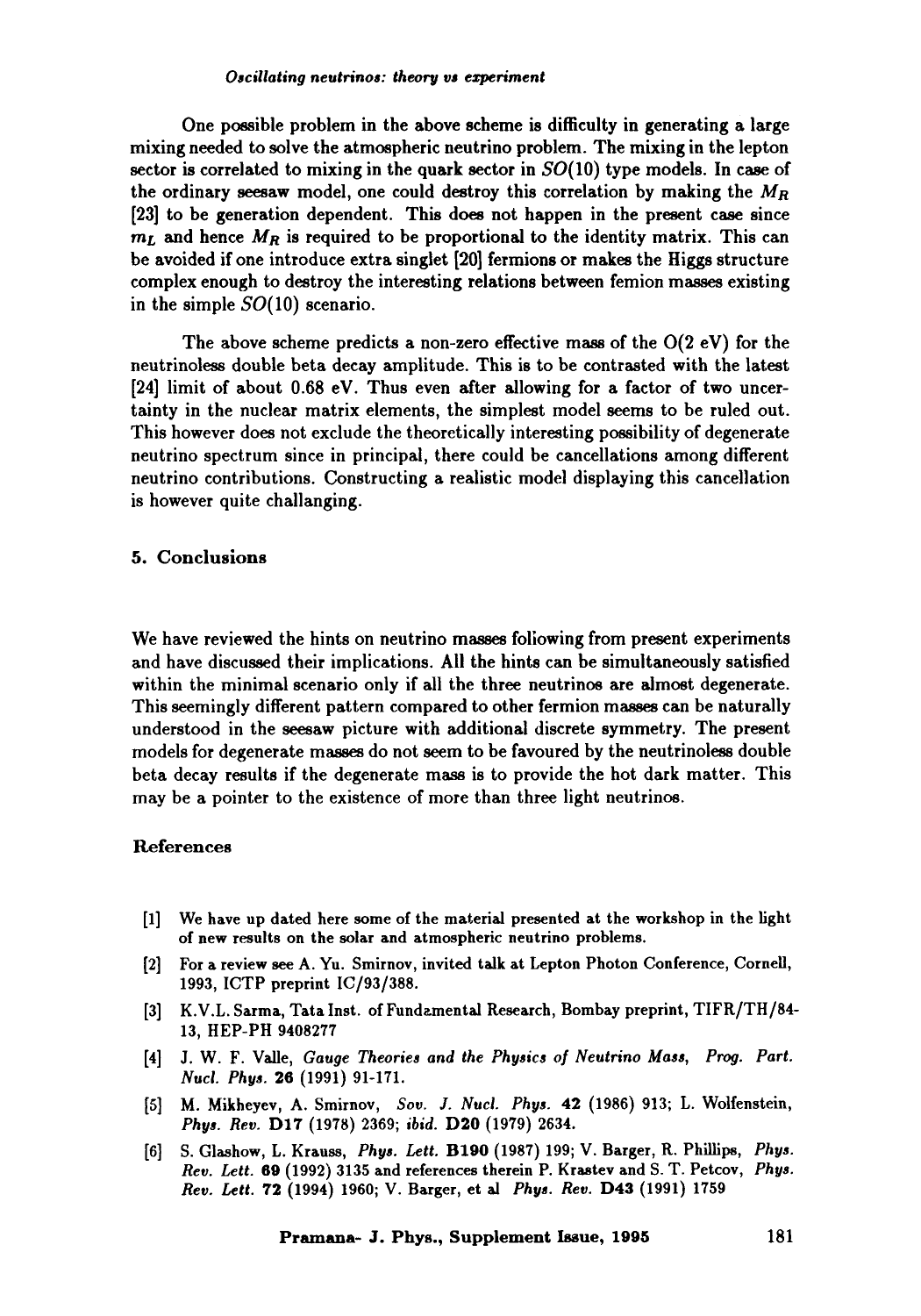One possible problem in the above scheme is difficulty in generating a large mixing needed to solve the atmospheric neutrino problem. The mixing in the lepton sector is correlated to mixing in the quark sector in $SO(10)$ type models. In case of the ordinary seesaw model, one could destroy this correlation by making the $M_R$ [23] to be generation dependent. This does not happen in the present case since $m_L$ and hence $M_R$ is required to be proportional to the identity matrix. This can be avoided if one introduce extra singlet [20] fermions or makes the Higgs structure complex enough to destroy the interesting relations between femion masses existing in the simple $SO(10)$ scenario.

The above scheme predicts a non-zero effective mass of the O(2 eV) for the neutrinoless double beta decay amplitude. This is to be contrasted with the latest [24] limit of about 0.68 eV. Thus even after allowing for a factor of two uncertainty in the nuclear matrix elements, the simplest model seems to be ruled out. This however does not exclude the theoretically interesting possibility of degenerate neutrino spectrum since in principal, there could be cancellations among different neutrino contributions. Constructing a realistic model displaying this cancellation is however quite challanging.

## 5. Conclusions

We have reviewed the hints on neutrino masses following from present experiments and have discussed their implications. All the hints can be simultaneously satisfied within the minimal scenario only if all the three neutrinos are almost degenerate. This seemingly different pattern compared to other fermion masses can be naturally understood in the seesaw picture with additional discrete symmetry. The present models for degenerate masses do not seem to be favoured by the neutrinoless double beta decay results if the degenerate mass is to provide the hot dark matter. This may be a pointer to the existence of more than three light neutrinos.

## References

[1] We have up dated here some of the material presented at the workshop in the light of new results on the solar and atmospheric neutrino problems.

[2] For a review see A. Yu. Smirnov, invited talk at Lepton Photon Conference, Cornell, 1993, ICTP preprint IC/93/388.

[3] K.V.L. Sarma, Tata Inst. of Fundamental Research, Bombay preprint, TIFR/TH/84-13, HEP-PH 9408277

[4] J. W. F. Valle, *Gauge Theories and the Physics of Neutrino Mass*, *Prog. Part. Nucl. Phys.* **26** (1991) 91-171.

[5] M. Mikheyev, A. Smirnov, *Sov. J. Nucl. Phys.* **42** (1986) 913; L. Wolfenstein, *Phys. Rev.* **D17** (1978) 2369; *ibid.* **D20** (1979) 2634.

[6] S. Glashow, L. Krauss, *Phys. Lett.* **B190** (1987) 199; V. Barger, R. Phillips, *Phys. Rev. Lett.* **69** (1992) 3135 and references therein P. Krastev and S. T. Petcov, *Phys. Rev. Lett.* **72** (1994) 1960; V. Barger, et al *Phys. Rev.* **D43** (1991) 1759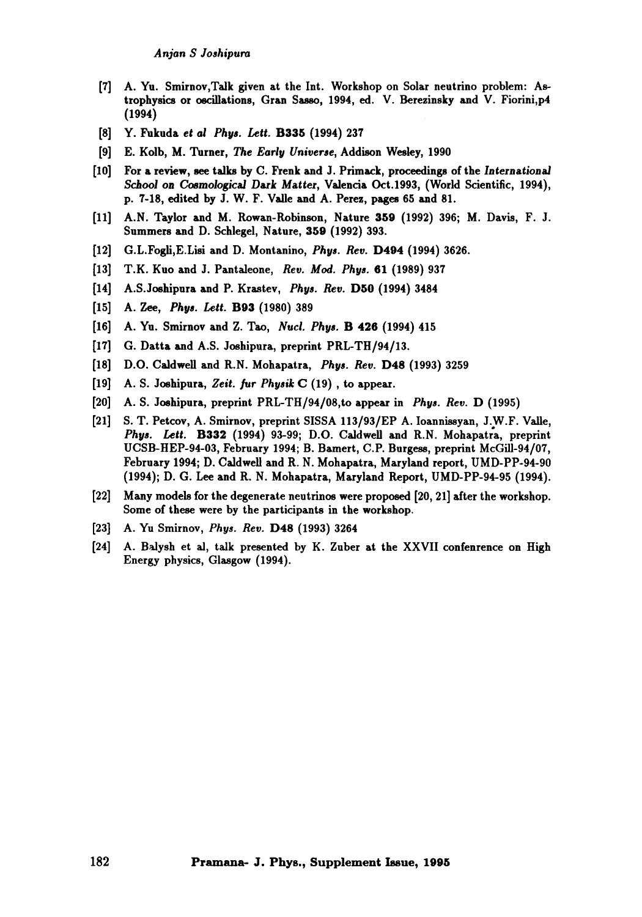[7] A. Yu. Smirnov,Talk given at the Int. Workshop on Solar neutrino problem: Astrophysics or oscillations, Gran Sasso, 1994, ed. V. Berezinsky and V. Fiorini,p4 (1994)

[8] Y. Fukuda *et al* *Phys. Lett.* **B335** (1994) 237

[9] E. Kolb, M. Turner, *The Early Universe*, Addison Wesley, 1990

[10] For a review, see talks by C. Frenk and J. Primack, proceedings of the *International School on Cosmological Dark Matter*, Valencia Oct.1993, (World Scientific, 1994), p. 7-18, edited by J. W. F. Valle and A. Perez, pages 65 and 81.

[11] A.N. Taylor and M. Rowan-Robinson, Nature **359** (1992) 396; M. Davis, F. J. Summers and D. Schlegel, Nature, **359** (1992) 393.

[12] G.L.Fogli,E.Lisi and D. Montanino, *Phys. Rev.* **D494** (1994) 3626.

[13] T.K. Kuo and J. Pantaleone, *Rev. Mod. Phys.* **61** (1989) 937

[14] A.S.Joshipura and P. Krastev, *Phys. Rev.* **D50** (1994) 3484

[15] A. Zee, *Phys. Lett.* **B93** (1980) 389

[16] A. Yu. Smirnov and Z. Tao, *Nucl. Phys.* **B 426** (1994) 415

[17] G. Datta and A.S. Joshipura, preprint PRL-TH/94/13.

[18] D.O. Caldwell and R.N. Mohapatra, *Phys. Rev.* **D48** (1993) 3259

[19] A. S. Joshipura, *Zeit. fur Physik* **C** (19) , to appear.

[20] A. S. Joshipura, preprint PRL-TH/94/08,to appear in *Phys. Rev.* **D** (1995)

[21] S. T. Petcov, A. Smirnov, preprint SISSA 113/93/EP A. Ioannissyan, J.W.F. Valle, *Phys. Lett.* **B332** (1994) 93-99; D.O. Caldwell and R.N. Mohapatra, preprint UCSB-HEP-94-03, February 1994; B. Bamert, C.P. Burgess, preprint McGill-94/07, February 1994; D. Caldwell and R. N. Mohapatra, Maryland report, UMD-PP-94-90 (1994); D. G. Lee and R. N. Mohapatra, Maryland Report, UMD-PP-94-95 (1994).

[22] Many models for the degenerate neutrinos were proposed [20, 21] after the workshop. Some of these were by the participants in the workshop.

[23] A. Yu Smirnov, *Phys. Rev.* **D48** (1993) 3264

[24] A. Balysh et al, talk presented by K. Zuber at the XXVII confenrence on High Energy physics, Glasgow (1994).